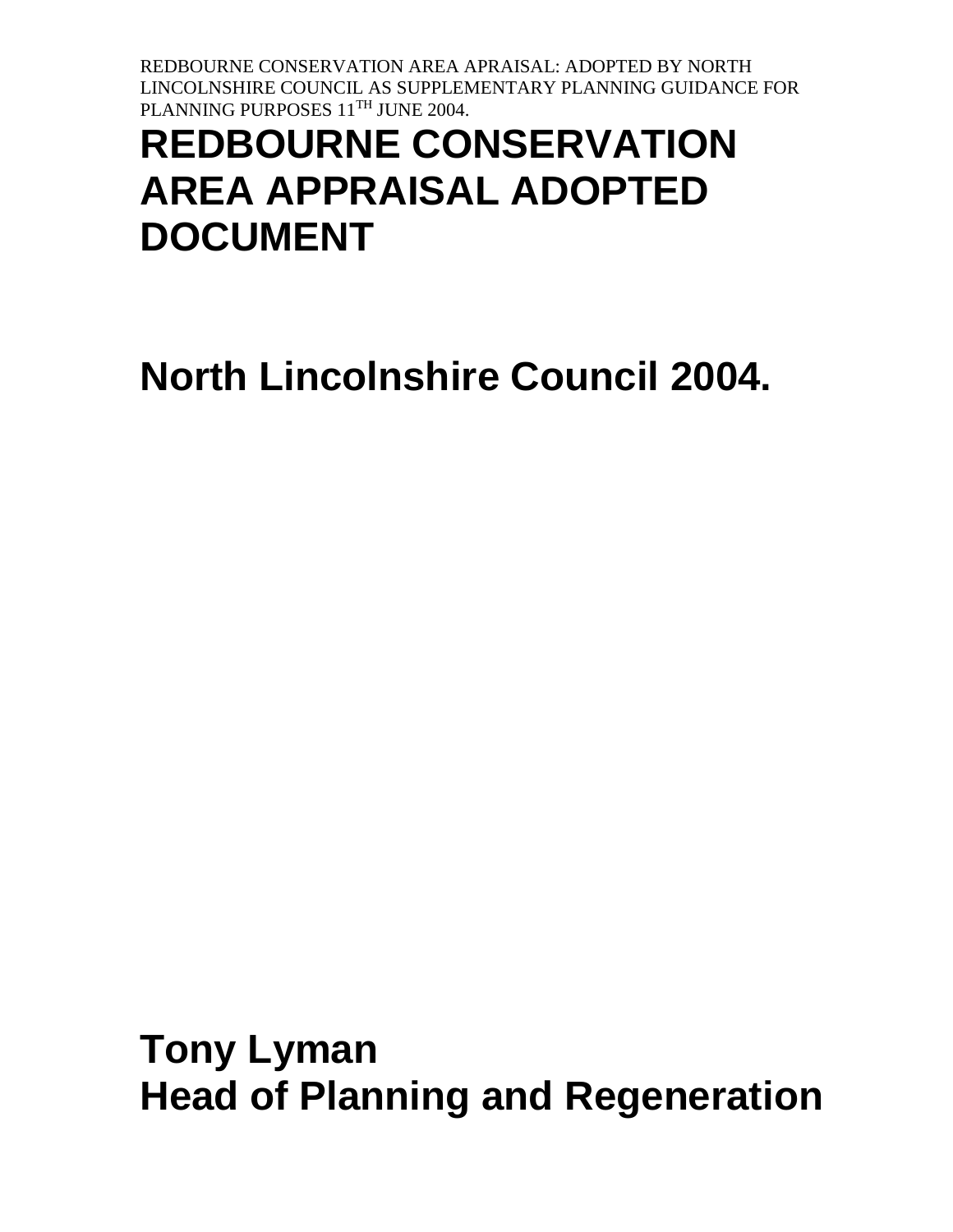# REDBOURNE CONSERVATION AREA APPRAISAL ADOPTED DOCUMENT

# North Lincolnshire Council 2004.

# Tony Lyman
# Head of Planning and Regeneration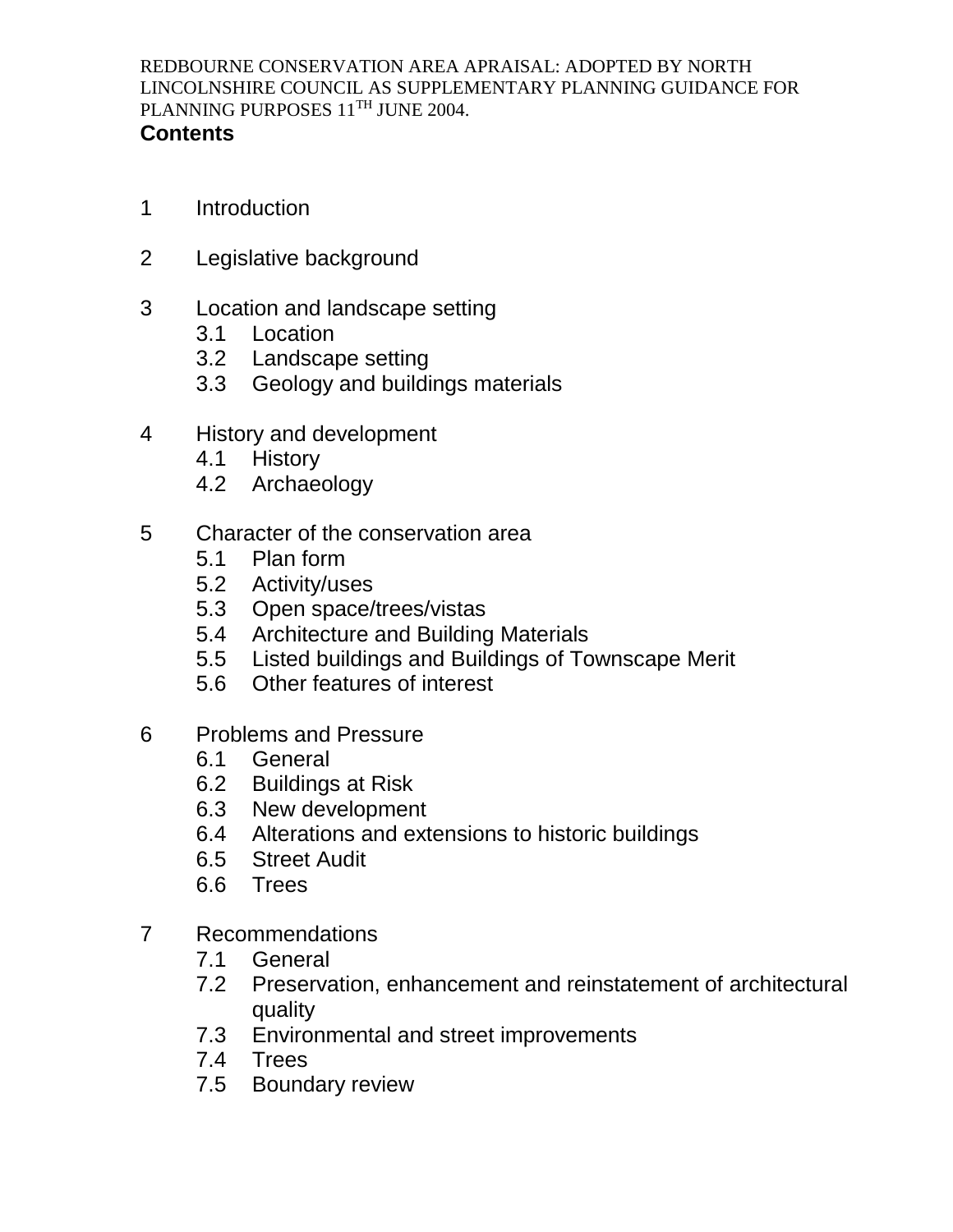REDBOURNE CONSERVATION AREA APRAISAL: ADOPTED BY NORTH LINCOLNSHIRE COUNCIL AS SUPPLEMENTARY PLANNING GUIDANCE FOR PLANNING PURPOSES 11TH JUNE 2004.

## Contents

1 Introduction

2 Legislative background

3 Location and landscape setting
   - 3.1 Location
   - 3.2 Landscape setting
   - 3.3 Geology and buildings materials

4 History and development
   - 4.1 History
   - 4.2 Archaeology

5 Character of the conservation area
   - 5.1 Plan form
   - 5.2 Activity/uses
   - 5.3 Open space/trees/vistas
   - 5.4 Architecture and Building Materials
   - 5.5 Listed buildings and Buildings of Townscape Merit
   - 5.6 Other features of interest

6 Problems and Pressure
   - 6.1 General
   - 6.2 Buildings at Risk
   - 6.3 New development
   - 6.4 Alterations and extensions to historic buildings
   - 6.5 Street Audit
   - 6.6 Trees

7 Recommendations
   - 7.1 General
   - 7.2 Preservation, enhancement and reinstatement of architectural quality
   - 7.3 Environmental and street improvements
   - 7.4 Trees
   - 7.5 Boundary review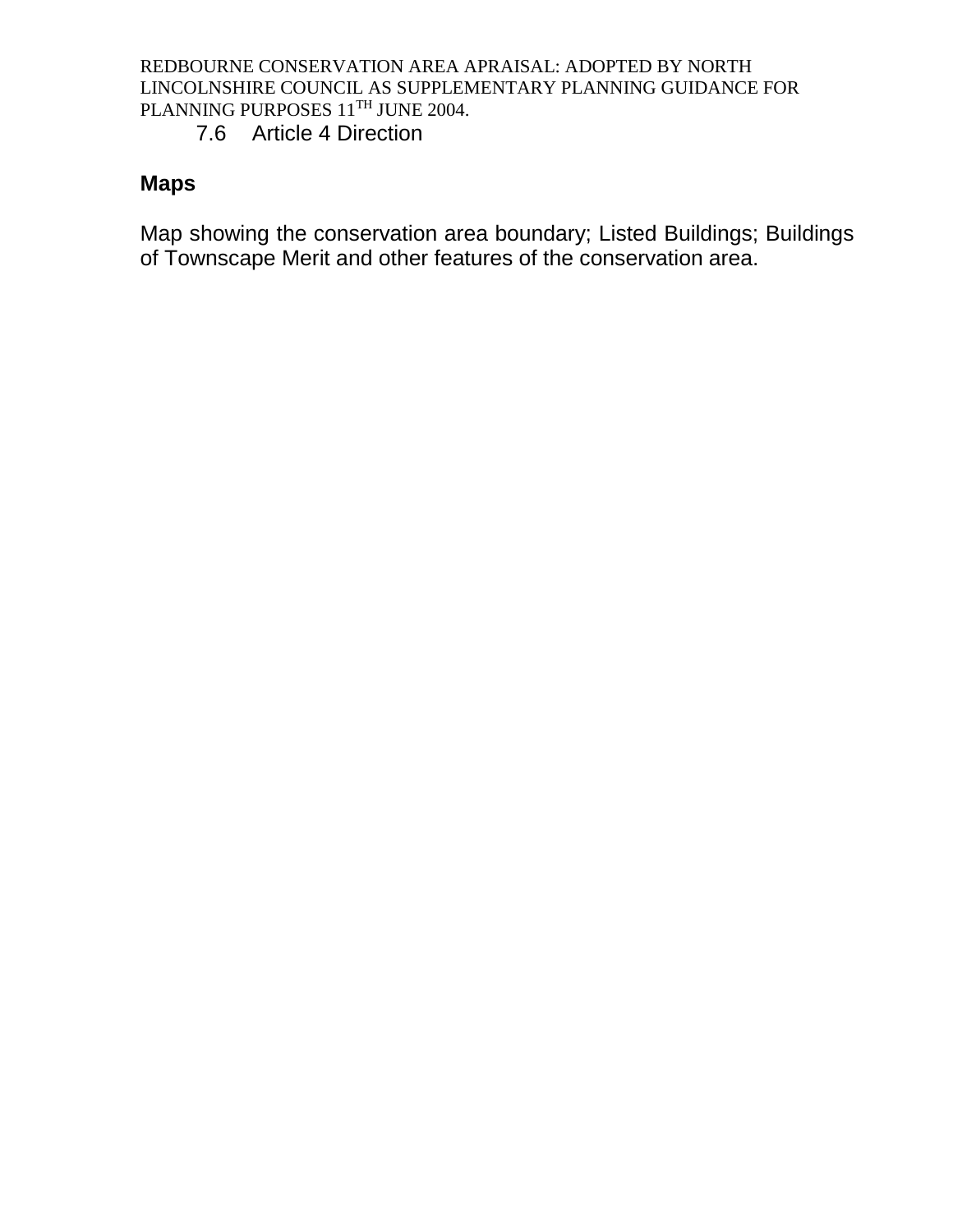7.6 Article 4 Direction

**Maps**

Map showing the conservation area boundary; Listed Buildings; Buildings of Townscape Merit and other features of the conservation area.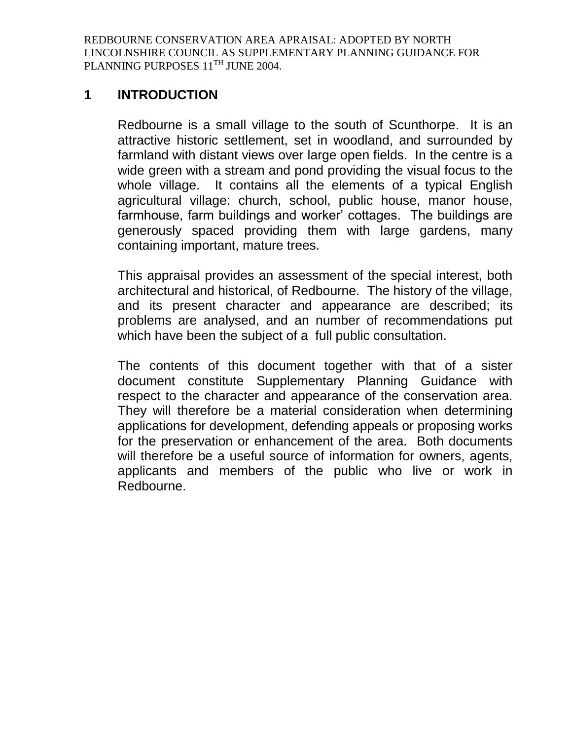REDBOURNE CONSERVATION AREA APRAISAL: ADOPTED BY NORTH LINCOLNSHIRE COUNCIL AS SUPPLEMENTARY PLANNING GUIDANCE FOR PLANNING PURPOSES 11TH JUNE 2004.

## 1 INTRODUCTION

Redbourne is a small village to the south of Scunthorpe. It is an attractive historic settlement, set in woodland, and surrounded by farmland with distant views over large open fields. In the centre is a wide green with a stream and pond providing the visual focus to the whole village. It contains all the elements of a typical English agricultural village: church, school, public house, manor house, farmhouse, farm buildings and worker' cottages. The buildings are generously spaced providing them with large gardens, many containing important, mature trees.

This appraisal provides an assessment of the special interest, both architectural and historical, of Redbourne. The history of the village, and its present character and appearance are described; its problems are analysed, and an number of recommendations put which have been the subject of a full public consultation.

The contents of this document together with that of a sister document constitute Supplementary Planning Guidance with respect to the character and appearance of the conservation area. They will therefore be a material consideration when determining applications for development, defending appeals or proposing works for the preservation or enhancement of the area. Both documents will therefore be a useful source of information for owners, agents, applicants and members of the public who live or work in Redbourne.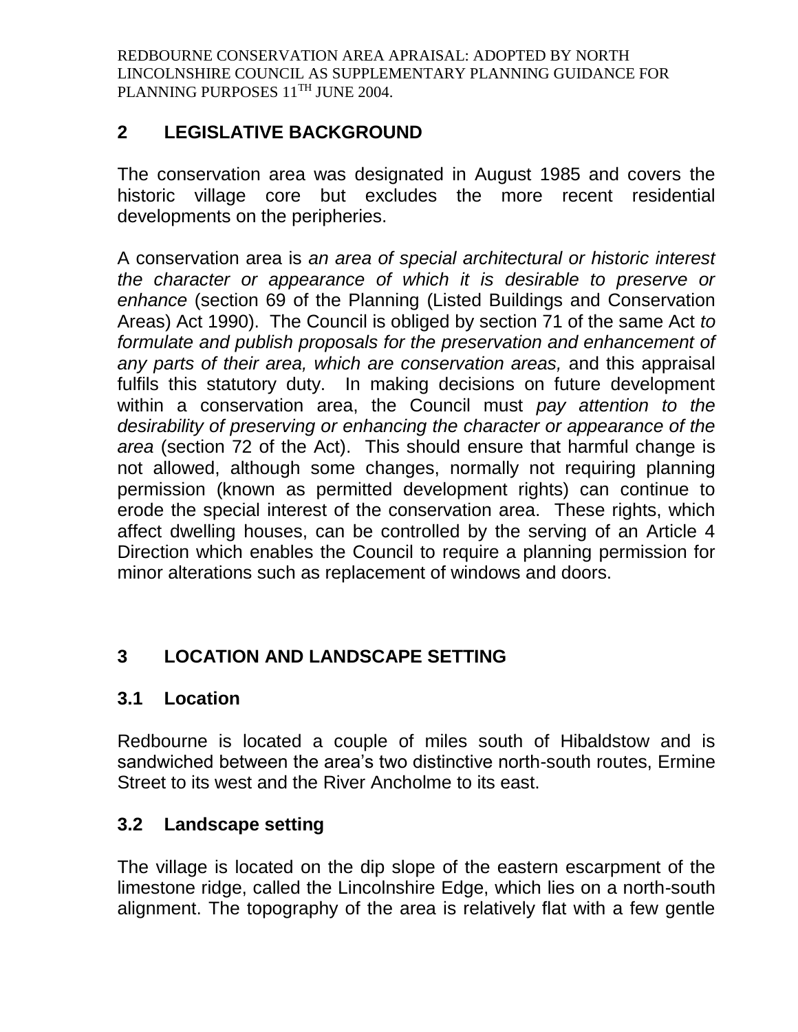## 2 LEGISLATIVE BACKGROUND

The conservation area was designated in August 1985 and covers the historic village core but excludes the more recent residential developments on the peripheries.

A conservation area is *an area of special architectural or historic interest the character or appearance of which it is desirable to preserve or enhance* (section 69 of the Planning (Listed Buildings and Conservation Areas) Act 1990). The Council is obliged by section 71 of the same Act *to formulate and publish proposals for the preservation and enhancement of any parts of their area, which are conservation areas,* and this appraisal fulfils this statutory duty. In making decisions on future development within a conservation area, the Council must *pay attention to the desirability of preserving or enhancing the character or appearance of the area* (section 72 of the Act). This should ensure that harmful change is not allowed, although some changes, normally not requiring planning permission (known as permitted development rights) can continue to erode the special interest of the conservation area. These rights, which affect dwelling houses, can be controlled by the serving of an Article 4 Direction which enables the Council to require a planning permission for minor alterations such as replacement of windows and doors.

## 3 LOCATION AND LANDSCAPE SETTING

### 3.1 Location

Redbourne is located a couple of miles south of Hibaldstow and is sandwiched between the area's two distinctive north-south routes, Ermine Street to its west and the River Ancholme to its east.

### 3.2 Landscape setting

The village is located on the dip slope of the eastern escarpment of the limestone ridge, called the Lincolnshire Edge, which lies on a north-south alignment. The topography of the area is relatively flat with a few gentle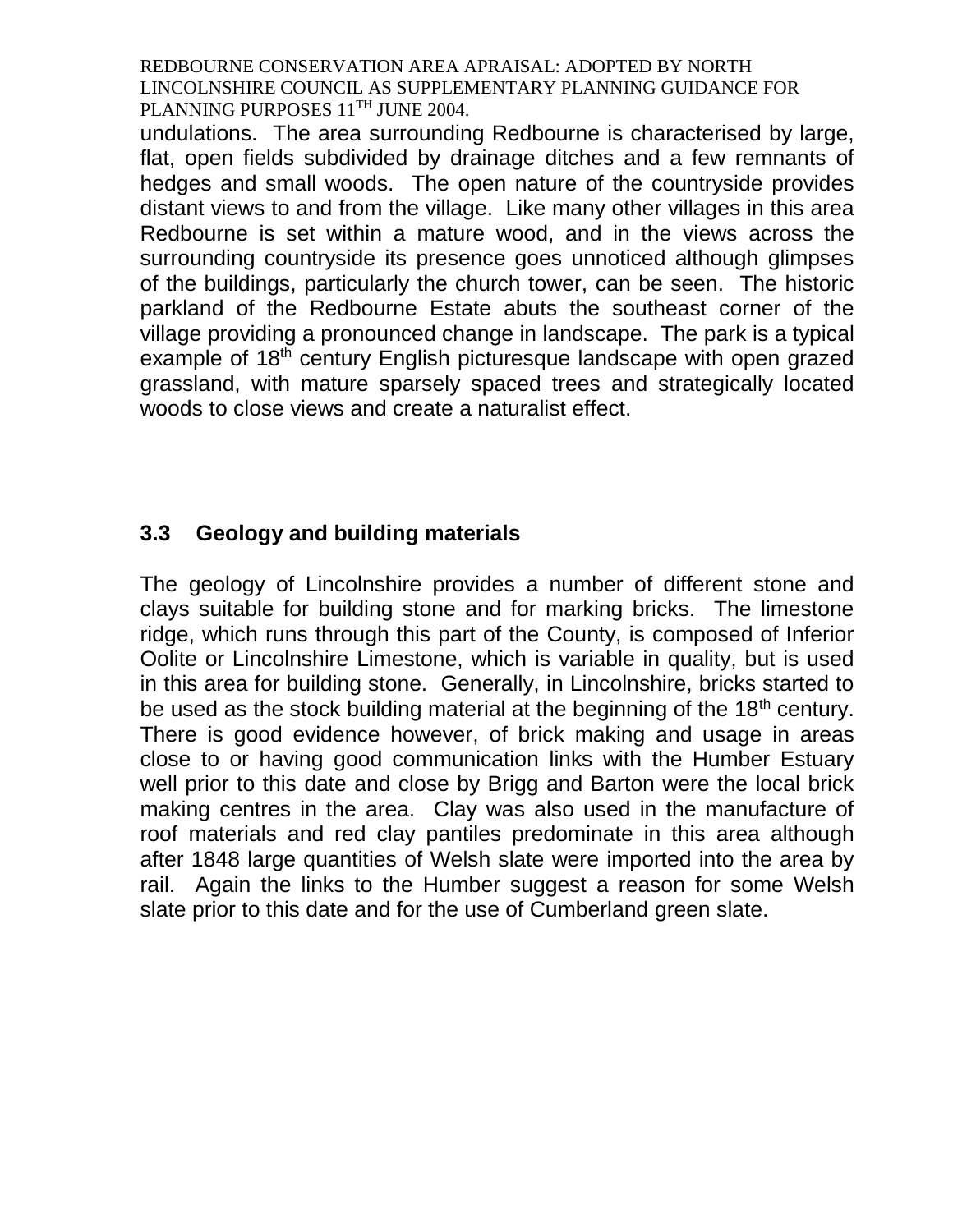undulations. The area surrounding Redbourne is characterised by large, flat, open fields subdivided by drainage ditches and a few remnants of hedges and small woods. The open nature of the countryside provides distant views to and from the village. Like many other villages in this area Redbourne is set within a mature wood, and in the views across the surrounding countryside its presence goes unnoticed although glimpses of the buildings, particularly the church tower, can be seen. The historic parkland of the Redbourne Estate abuts the southeast corner of the village providing a pronounced change in landscape. The park is a typical example of 18th century English picturesque landscape with open grazed grassland, with mature sparsely spaced trees and strategically located woods to close views and create a naturalist effect.

### 3.3 Geology and building materials

The geology of Lincolnshire provides a number of different stone and clays suitable for building stone and for marking bricks. The limestone ridge, which runs through this part of the County, is composed of Inferior Oolite or Lincolnshire Limestone, which is variable in quality, but is used in this area for building stone. Generally, in Lincolnshire, bricks started to be used as the stock building material at the beginning of the 18th century. There is good evidence however, of brick making and usage in areas close to or having good communication links with the Humber Estuary well prior to this date and close by Brigg and Barton were the local brick making centres in the area. Clay was also used in the manufacture of roof materials and red clay pantiles predominate in this area although after 1848 large quantities of Welsh slate were imported into the area by rail. Again the links to the Humber suggest a reason for some Welsh slate prior to this date and for the use of Cumberland green slate.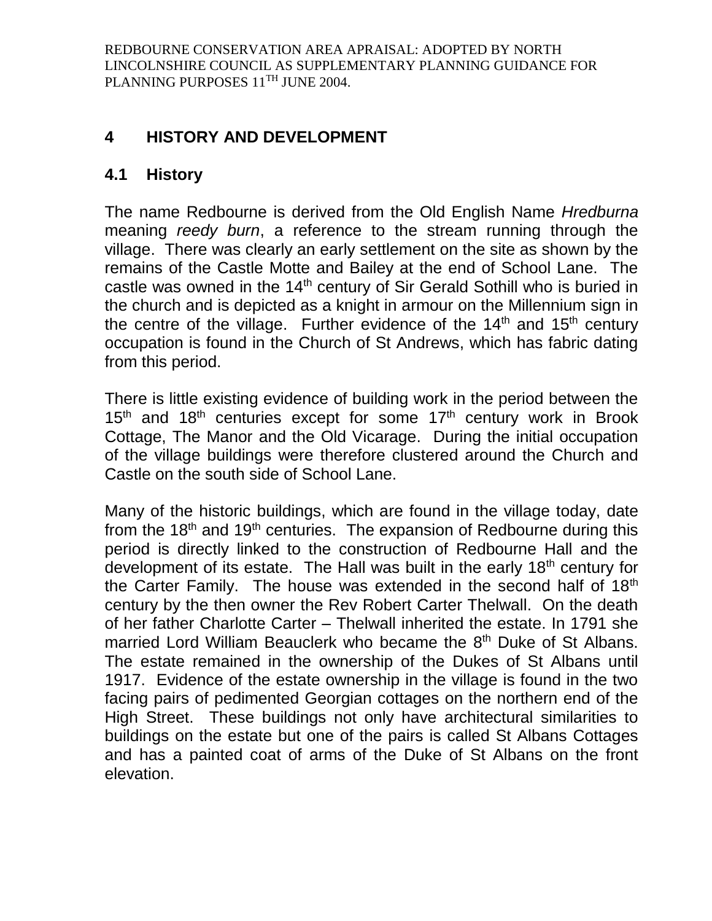# 4 HISTORY AND DEVELOPMENT

## 4.1 History

The name Redbourne is derived from the Old English Name *Hredburna* meaning *reedy burn*, a reference to the stream running through the village. There was clearly an early settlement on the site as shown by the remains of the Castle Motte and Bailey at the end of School Lane. The castle was owned in the 14th century of Sir Gerald Sothill who is buried in the church and is depicted as a knight in armour on the Millennium sign in the centre of the village. Further evidence of the 14th and 15th century occupation is found in the Church of St Andrews, which has fabric dating from this period.

There is little existing evidence of building work in the period between the 15th and 18th centuries except for some 17th century work in Brook Cottage, The Manor and the Old Vicarage. During the initial occupation of the village buildings were therefore clustered around the Church and Castle on the south side of School Lane.

Many of the historic buildings, which are found in the village today, date from the 18th and 19th centuries. The expansion of Redbourne during this period is directly linked to the construction of Redbourne Hall and the development of its estate. The Hall was built in the early 18th century for the Carter Family. The house was extended in the second half of 18th century by the then owner the Rev Robert Carter Thelwall. On the death of her father Charlotte Carter – Thelwall inherited the estate. In 1791 she married Lord William Beauclerk who became the 8th Duke of St Albans. The estate remained in the ownership of the Dukes of St Albans until 1917. Evidence of the estate ownership in the village is found in the two facing pairs of pedimented Georgian cottages on the northern end of the High Street. These buildings not only have architectural similarities to buildings on the estate but one of the pairs is called St Albans Cottages and has a painted coat of arms of the Duke of St Albans on the front elevation.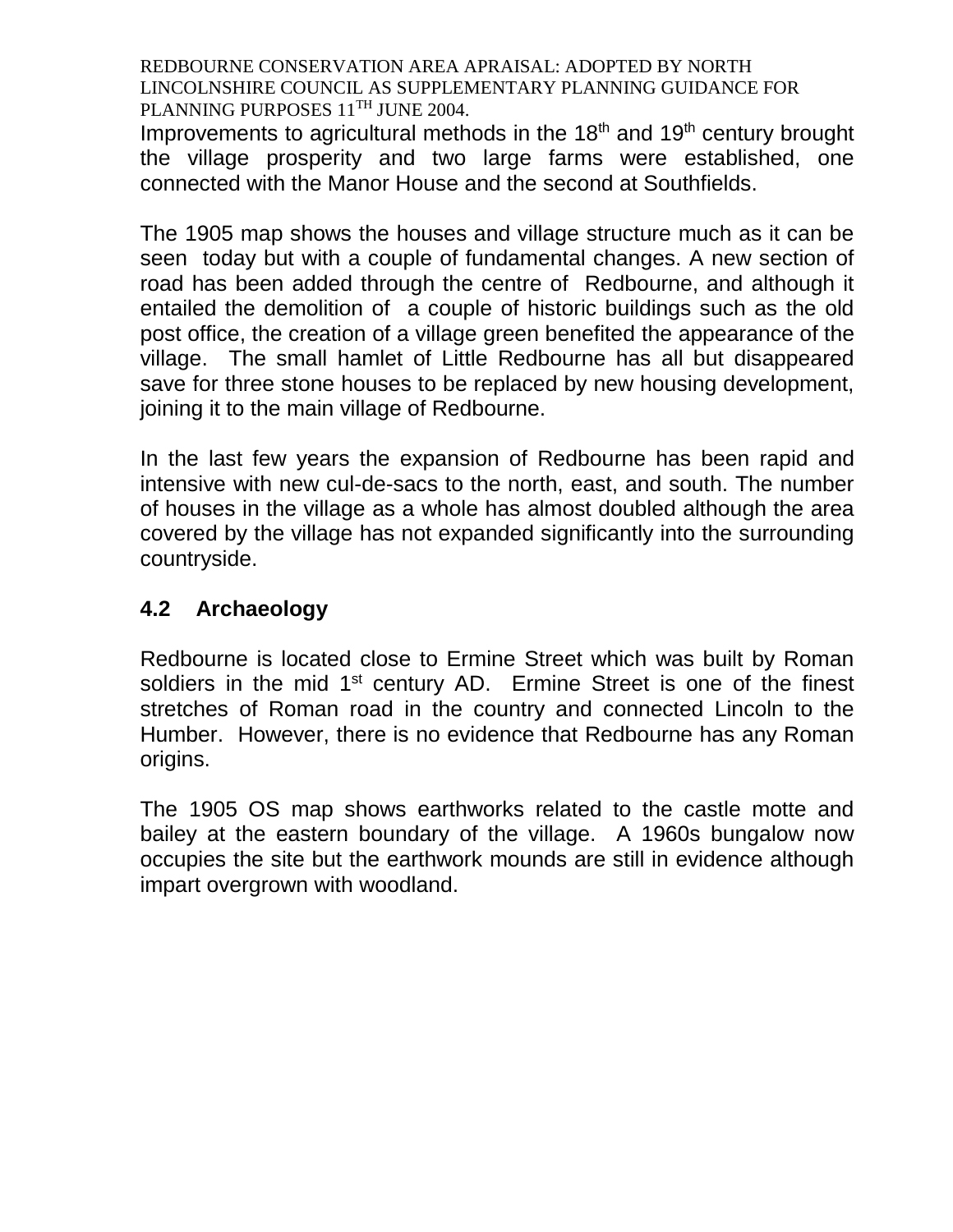Improvements to agricultural methods in the 18th and 19th century brought the village prosperity and two large farms were established, one connected with the Manor House and the second at Southfields.

The 1905 map shows the houses and village structure much as it can be seen today but with a couple of fundamental changes. A new section of road has been added through the centre of Redbourne, and although it entailed the demolition of a couple of historic buildings such as the old post office, the creation of a village green benefited the appearance of the village. The small hamlet of Little Redbourne has all but disappeared save for three stone houses to be replaced by new housing development, joining it to the main village of Redbourne.

In the last few years the expansion of Redbourne has been rapid and intensive with new cul-de-sacs to the north, east, and south. The number of houses in the village as a whole has almost doubled although the area covered by the village has not expanded significantly into the surrounding countryside.

### 4.2 Archaeology

Redbourne is located close to Ermine Street which was built by Roman soldiers in the mid 1st century AD. Ermine Street is one of the finest stretches of Roman road in the country and connected Lincoln to the Humber. However, there is no evidence that Redbourne has any Roman origins.

The 1905 OS map shows earthworks related to the castle motte and bailey at the eastern boundary of the village. A 1960s bungalow now occupies the site but the earthwork mounds are still in evidence although impart overgrown with woodland.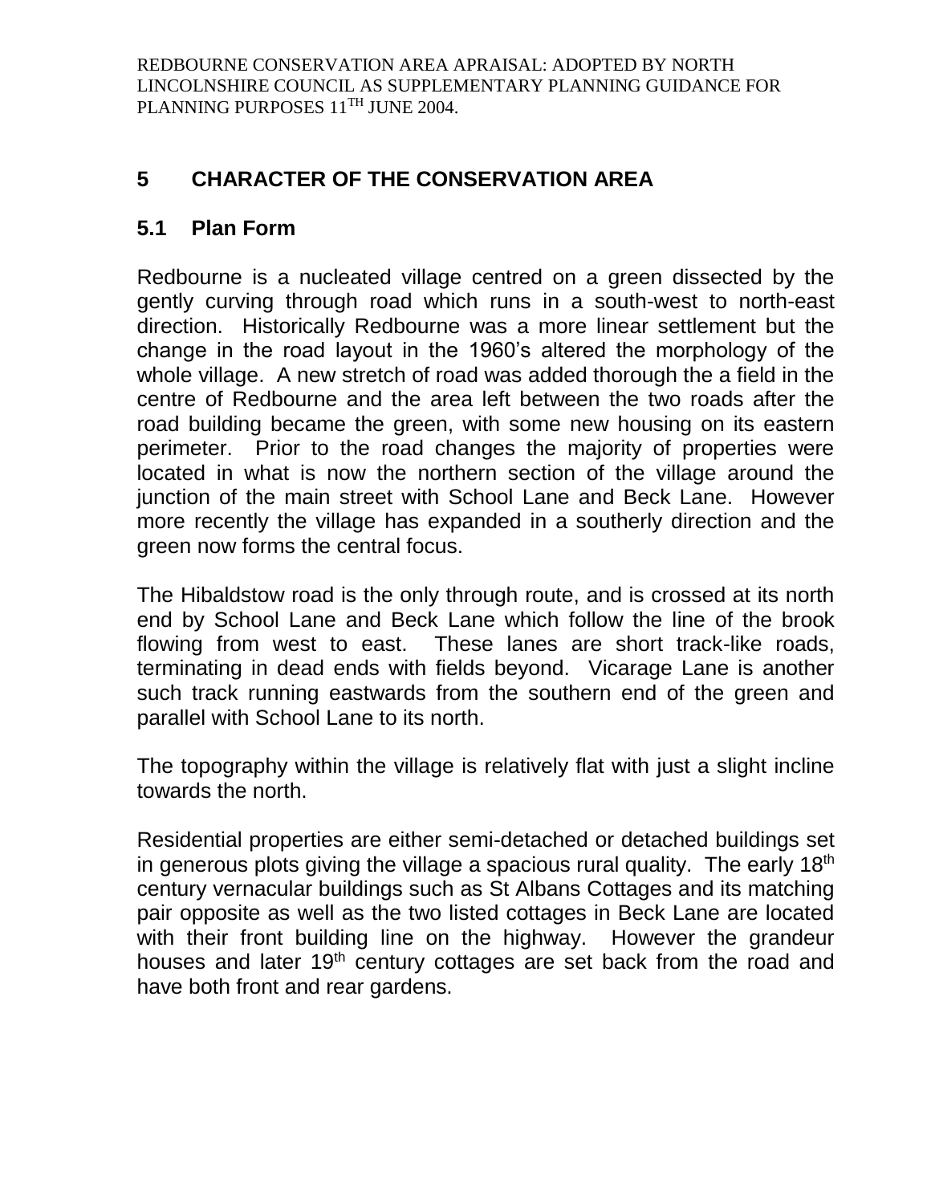# 5 CHARACTER OF THE CONSERVATION AREA

## 5.1 Plan Form

Redbourne is a nucleated village centred on a green dissected by the gently curving through road which runs in a south-west to north-east direction. Historically Redbourne was a more linear settlement but the change in the road layout in the 1960's altered the morphology of the whole village. A new stretch of road was added thorough the a field in the centre of Redbourne and the area left between the two roads after the road building became the green, with some new housing on its eastern perimeter. Prior to the road changes the majority of properties were located in what is now the northern section of the village around the junction of the main street with School Lane and Beck Lane. However more recently the village has expanded in a southerly direction and the green now forms the central focus.

The Hibaldstow road is the only through route, and is crossed at its north end by School Lane and Beck Lane which follow the line of the brook flowing from west to east. These lanes are short track-like roads, terminating in dead ends with fields beyond. Vicarage Lane is another such track running eastwards from the southern end of the green and parallel with School Lane to its north.

The topography within the village is relatively flat with just a slight incline towards the north.

Residential properties are either semi-detached or detached buildings set in generous plots giving the village a spacious rural quality. The early 18th century vernacular buildings such as St Albans Cottages and its matching pair opposite as well as the two listed cottages in Beck Lane are located with their front building line on the highway. However the grandeur houses and later 19th century cottages are set back from the road and have both front and rear gardens.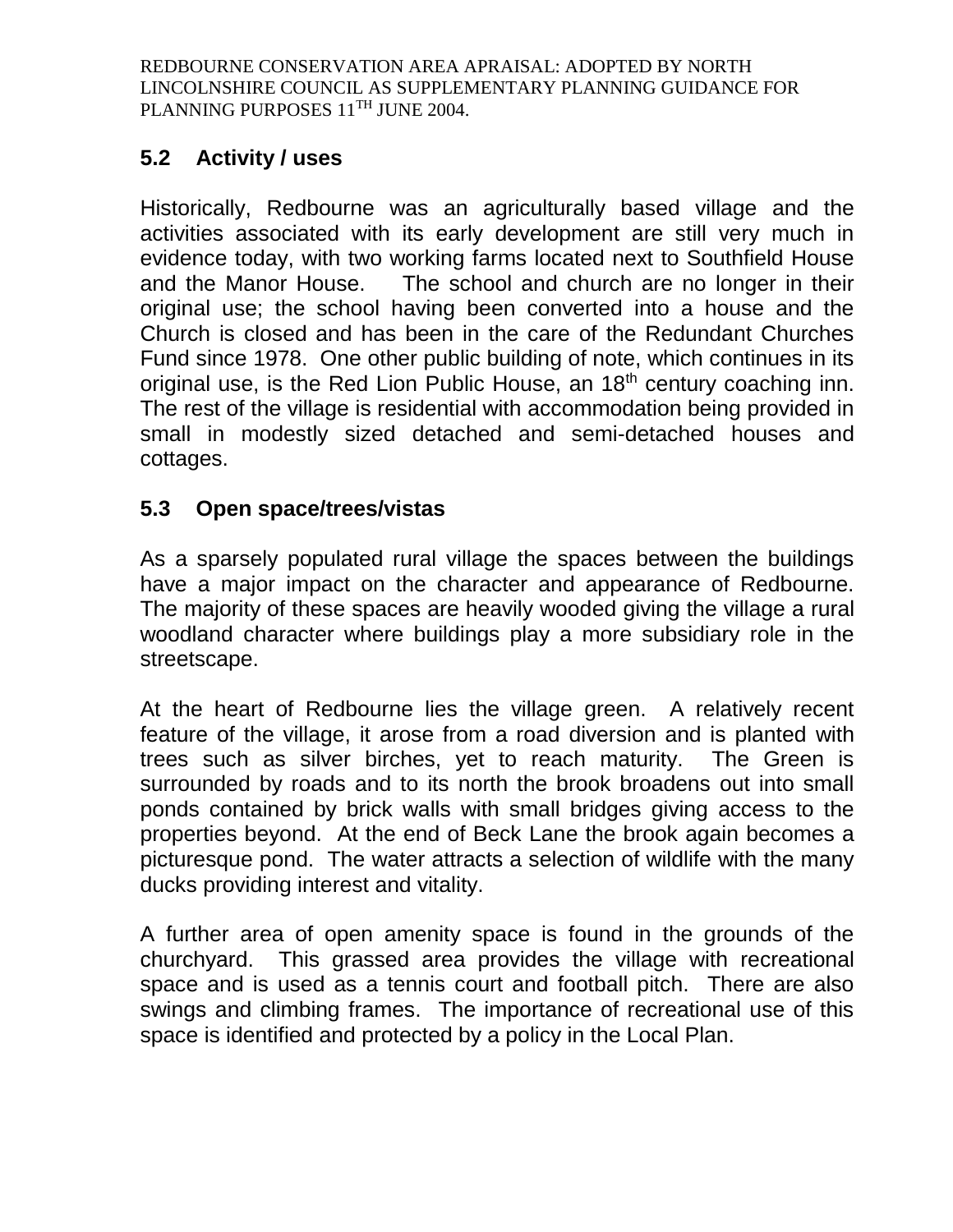## 5.2 Activity / uses

Historically, Redbourne was an agriculturally based village and the activities associated with its early development are still very much in evidence today, with two working farms located next to Southfield House and the Manor House. The school and church are no longer in their original use; the school having been converted into a house and the Church is closed and has been in the care of the Redundant Churches Fund since 1978. One other public building of note, which continues in its original use, is the Red Lion Public House, an 18th century coaching inn. The rest of the village is residential with accommodation being provided in small in modestly sized detached and semi-detached houses and cottages.

## 5.3 Open space/trees/vistas

As a sparsely populated rural village the spaces between the buildings have a major impact on the character and appearance of Redbourne. The majority of these spaces are heavily wooded giving the village a rural woodland character where buildings play a more subsidiary role in the streetscape.

At the heart of Redbourne lies the village green. A relatively recent feature of the village, it arose from a road diversion and is planted with trees such as silver birches, yet to reach maturity. The Green is surrounded by roads and to its north the brook broadens out into small ponds contained by brick walls with small bridges giving access to the properties beyond. At the end of Beck Lane the brook again becomes a picturesque pond. The water attracts a selection of wildlife with the many ducks providing interest and vitality.

A further area of open amenity space is found in the grounds of the churchyard. This grassed area provides the village with recreational space and is used as a tennis court and football pitch. There are also swings and climbing frames. The importance of recreational use of this space is identified and protected by a policy in the Local Plan.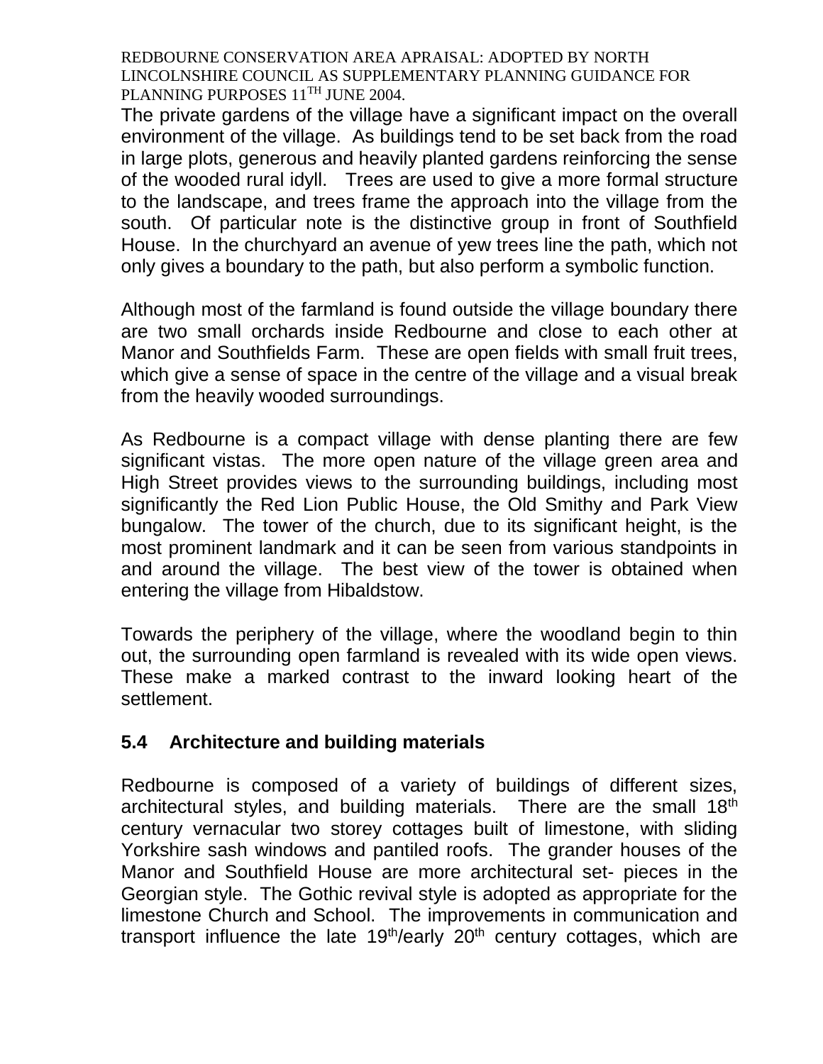The private gardens of the village have a significant impact on the overall environment of the village. As buildings tend to be set back from the road in large plots, generous and heavily planted gardens reinforcing the sense of the wooded rural idyll. Trees are used to give a more formal structure to the landscape, and trees frame the approach into the village from the south. Of particular note is the distinctive group in front of Southfield House. In the churchyard an avenue of yew trees line the path, which not only gives a boundary to the path, but also perform a symbolic function.

Although most of the farmland is found outside the village boundary there are two small orchards inside Redbourne and close to each other at Manor and Southfields Farm. These are open fields with small fruit trees, which give a sense of space in the centre of the village and a visual break from the heavily wooded surroundings.

As Redbourne is a compact village with dense planting there are few significant vistas. The more open nature of the village green area and High Street provides views to the surrounding buildings, including most significantly the Red Lion Public House, the Old Smithy and Park View bungalow. The tower of the church, due to its significant height, is the most prominent landmark and it can be seen from various standpoints in and around the village. The best view of the tower is obtained when entering the village from Hibaldstow.

Towards the periphery of the village, where the woodland begin to thin out, the surrounding open farmland is revealed with its wide open views. These make a marked contrast to the inward looking heart of the settlement.

## 5.4 Architecture and building materials

Redbourne is composed of a variety of buildings of different sizes, architectural styles, and building materials. There are the small 18th century vernacular two storey cottages built of limestone, with sliding Yorkshire sash windows and pantiled roofs. The grander houses of the Manor and Southfield House are more architectural set- pieces in the Georgian style. The Gothic revival style is adopted as appropriate for the limestone Church and School. The improvements in communication and transport influence the late 19th/early 20th century cottages, which are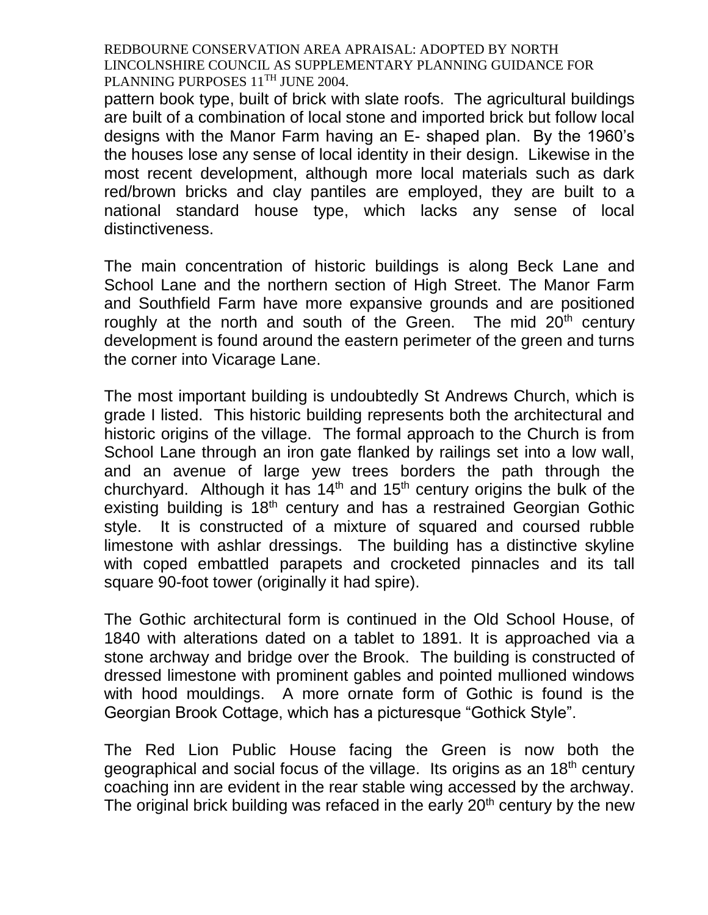pattern book type, built of brick with slate roofs. The agricultural buildings are built of a combination of local stone and imported brick but follow local designs with the Manor Farm having an E- shaped plan. By the 1960's the houses lose any sense of local identity in their design. Likewise in the most recent development, although more local materials such as dark red/brown bricks and clay pantiles are employed, they are built to a national standard house type, which lacks any sense of local distinctiveness.

The main concentration of historic buildings is along Beck Lane and School Lane and the northern section of High Street. The Manor Farm and Southfield Farm have more expansive grounds and are positioned roughly at the north and south of the Green. The mid 20th century development is found around the eastern perimeter of the green and turns the corner into Vicarage Lane.

The most important building is undoubtedly St Andrews Church, which is grade I listed. This historic building represents both the architectural and historic origins of the village. The formal approach to the Church is from School Lane through an iron gate flanked by railings set into a low wall, and an avenue of large yew trees borders the path through the churchyard. Although it has 14th and 15th century origins the bulk of the existing building is 18th century and has a restrained Georgian Gothic style. It is constructed of a mixture of squared and coursed rubble limestone with ashlar dressings. The building has a distinctive skyline with coped embattled parapets and crocketed pinnacles and its tall square 90-foot tower (originally it had spire).

The Gothic architectural form is continued in the Old School House, of 1840 with alterations dated on a tablet to 1891. It is approached via a stone archway and bridge over the Brook. The building is constructed of dressed limestone with prominent gables and pointed mullioned windows with hood mouldings. A more ornate form of Gothic is found is the Georgian Brook Cottage, which has a picturesque "Gothick Style".

The Red Lion Public House facing the Green is now both the geographical and social focus of the village. Its origins as an 18th century coaching inn are evident in the rear stable wing accessed by the archway. The original brick building was refaced in the early 20th century by the new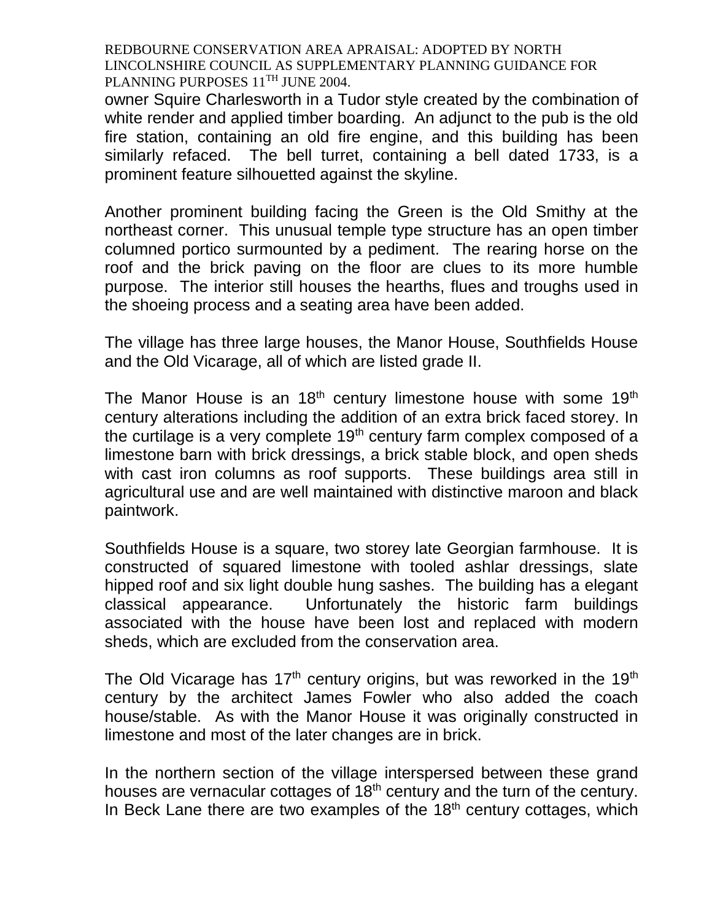owner Squire Charlesworth in a Tudor style created by the combination of white render and applied timber boarding. An adjunct to the pub is the old fire station, containing an old fire engine, and this building has been similarly refaced. The bell turret, containing a bell dated 1733, is a prominent feature silhouetted against the skyline.

Another prominent building facing the Green is the Old Smithy at the northeast corner. This unusual temple type structure has an open timber columned portico surmounted by a pediment. The rearing horse on the roof and the brick paving on the floor are clues to its more humble purpose. The interior still houses the hearths, flues and troughs used in the shoeing process and a seating area have been added.

The village has three large houses, the Manor House, Southfields House and the Old Vicarage, all of which are listed grade II.

The Manor House is an 18th century limestone house with some 19th century alterations including the addition of an extra brick faced storey. In the curtilage is a very complete 19th century farm complex composed of a limestone barn with brick dressings, a brick stable block, and open sheds with cast iron columns as roof supports. These buildings area still in agricultural use and are well maintained with distinctive maroon and black paintwork.

Southfields House is a square, two storey late Georgian farmhouse. It is constructed of squared limestone with tooled ashlar dressings, slate hipped roof and six light double hung sashes. The building has a elegant classical appearance. Unfortunately the historic farm buildings associated with the house have been lost and replaced with modern sheds, which are excluded from the conservation area.

The Old Vicarage has 17th century origins, but was reworked in the 19th century by the architect James Fowler who also added the coach house/stable. As with the Manor House it was originally constructed in limestone and most of the later changes are in brick.

In the northern section of the village interspersed between these grand houses are vernacular cottages of 18th century and the turn of the century. In Beck Lane there are two examples of the 18th century cottages, which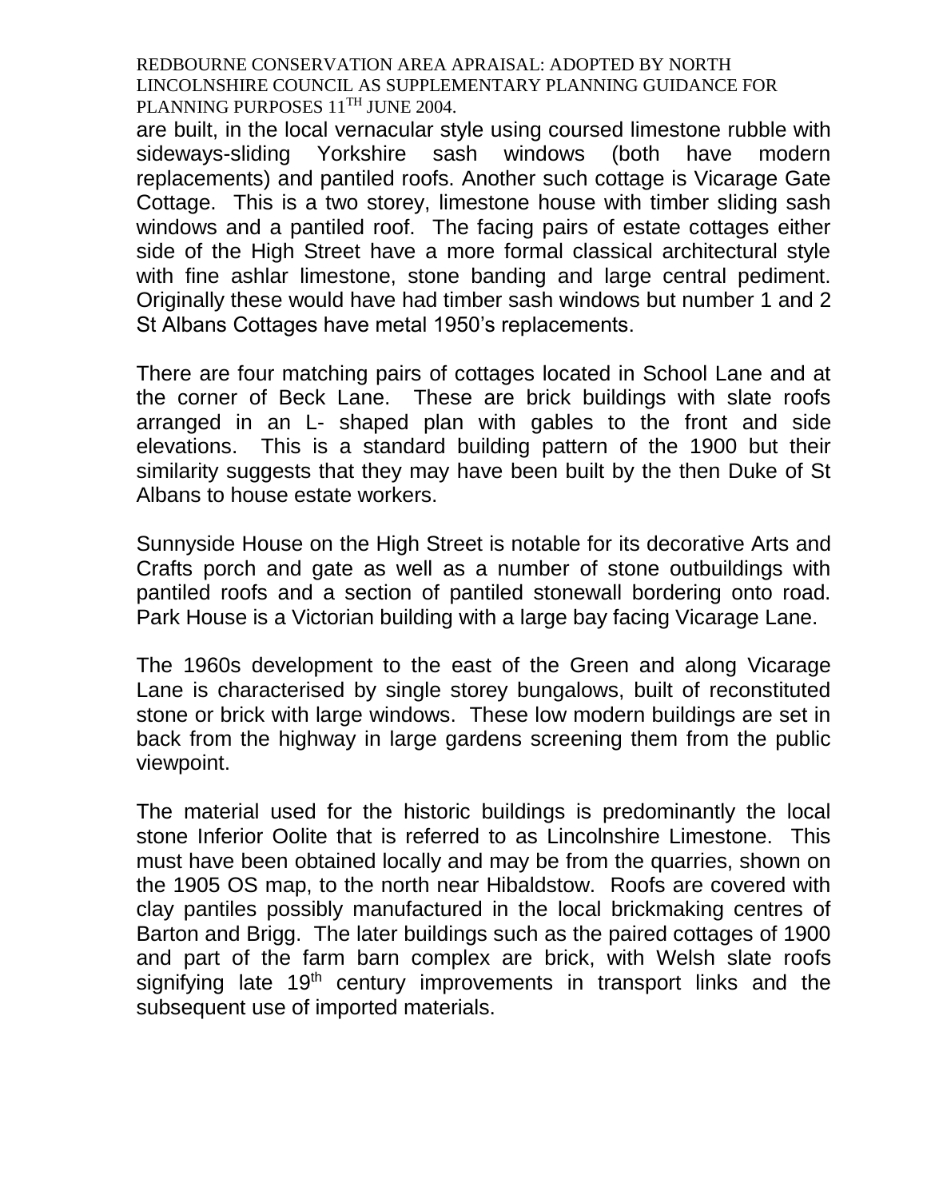are built, in the local vernacular style using coursed limestone rubble with sideways-sliding Yorkshire sash windows (both have modern replacements) and pantiled roofs. Another such cottage is Vicarage Gate Cottage. This is a two storey, limestone house with timber sliding sash windows and a pantiled roof. The facing pairs of estate cottages either side of the High Street have a more formal classical architectural style with fine ashlar limestone, stone banding and large central pediment. Originally these would have had timber sash windows but number 1 and 2 St Albans Cottages have metal 1950's replacements.

There are four matching pairs of cottages located in School Lane and at the corner of Beck Lane. These are brick buildings with slate roofs arranged in an L- shaped plan with gables to the front and side elevations. This is a standard building pattern of the 1900 but their similarity suggests that they may have been built by the then Duke of St Albans to house estate workers.

Sunnyside House on the High Street is notable for its decorative Arts and Crafts porch and gate as well as a number of stone outbuildings with pantiled roofs and a section of pantiled stonewall bordering onto road. Park House is a Victorian building with a large bay facing Vicarage Lane.

The 1960s development to the east of the Green and along Vicarage Lane is characterised by single storey bungalows, built of reconstituted stone or brick with large windows. These low modern buildings are set in back from the highway in large gardens screening them from the public viewpoint.

The material used for the historic buildings is predominantly the local stone Inferior Oolite that is referred to as Lincolnshire Limestone. This must have been obtained locally and may be from the quarries, shown on the 1905 OS map, to the north near Hibaldstow. Roofs are covered with clay pantiles possibly manufactured in the local brickmaking centres of Barton and Brigg. The later buildings such as the paired cottages of 1900 and part of the farm barn complex are brick, with Welsh slate roofs signifying late 19th century improvements in transport links and the subsequent use of imported materials.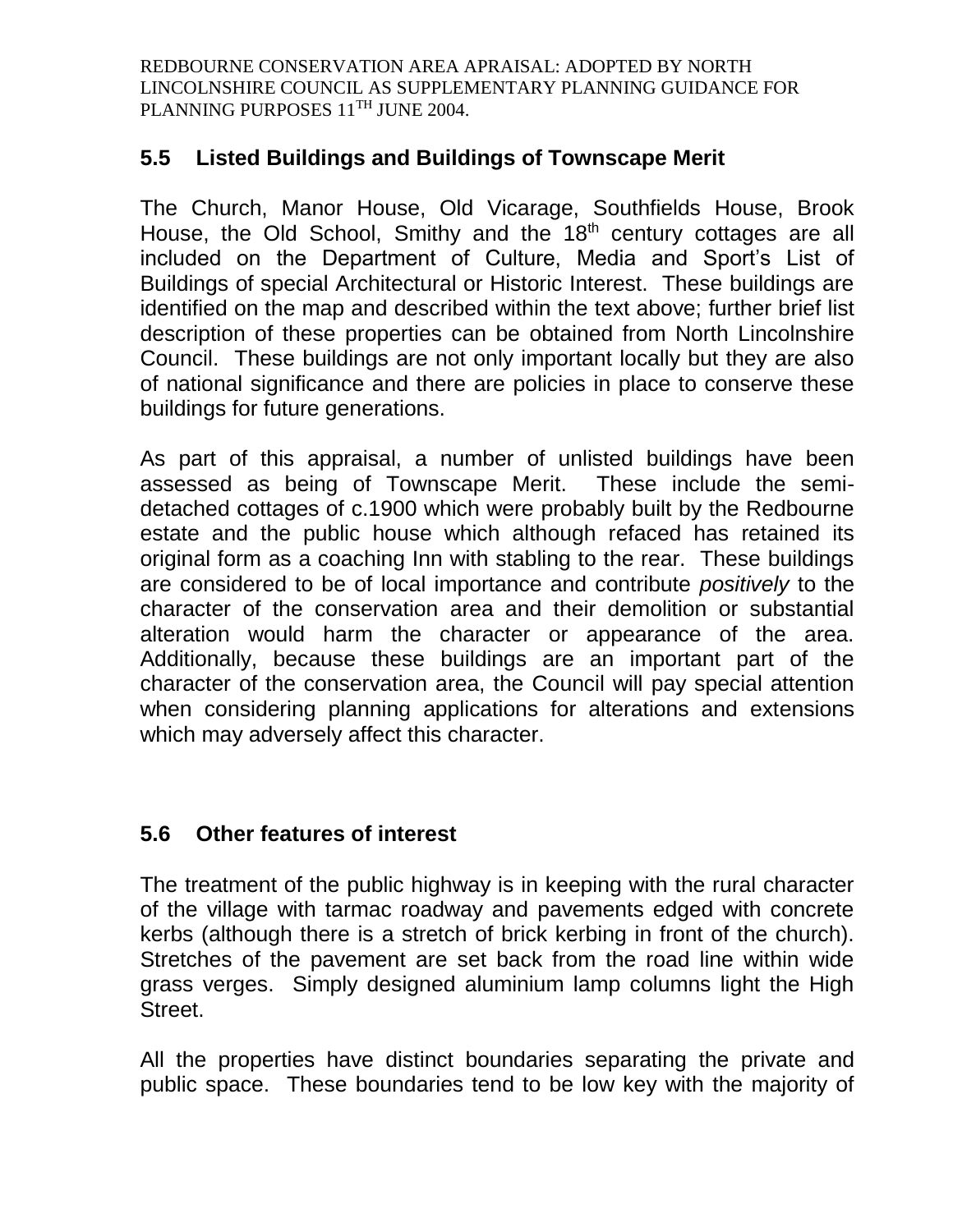## 5.5 Listed Buildings and Buildings of Townscape Merit

The Church, Manor House, Old Vicarage, Southfields House, Brook House, the Old School, Smithy and the 18th century cottages are all included on the Department of Culture, Media and Sport's List of Buildings of special Architectural or Historic Interest. These buildings are identified on the map and described within the text above; further brief list description of these properties can be obtained from North Lincolnshire Council. These buildings are not only important locally but they are also of national significance and there are policies in place to conserve these buildings for future generations.

As part of this appraisal, a number of unlisted buildings have been assessed as being of Townscape Merit. These include the semi-detached cottages of c.1900 which were probably built by the Redbourne estate and the public house which although refaced has retained its original form as a coaching Inn with stabling to the rear. These buildings are considered to be of local importance and contribute *positively* to the character of the conservation area and their demolition or substantial alteration would harm the character or appearance of the area. Additionally, because these buildings are an important part of the character of the conservation area, the Council will pay special attention when considering planning applications for alterations and extensions which may adversely affect this character.

## 5.6 Other features of interest

The treatment of the public highway is in keeping with the rural character of the village with tarmac roadway and pavements edged with concrete kerbs (although there is a stretch of brick kerbing in front of the church). Stretches of the pavement are set back from the road line within wide grass verges. Simply designed aluminium lamp columns light the High Street.

All the properties have distinct boundaries separating the private and public space. These boundaries tend to be low key with the majority of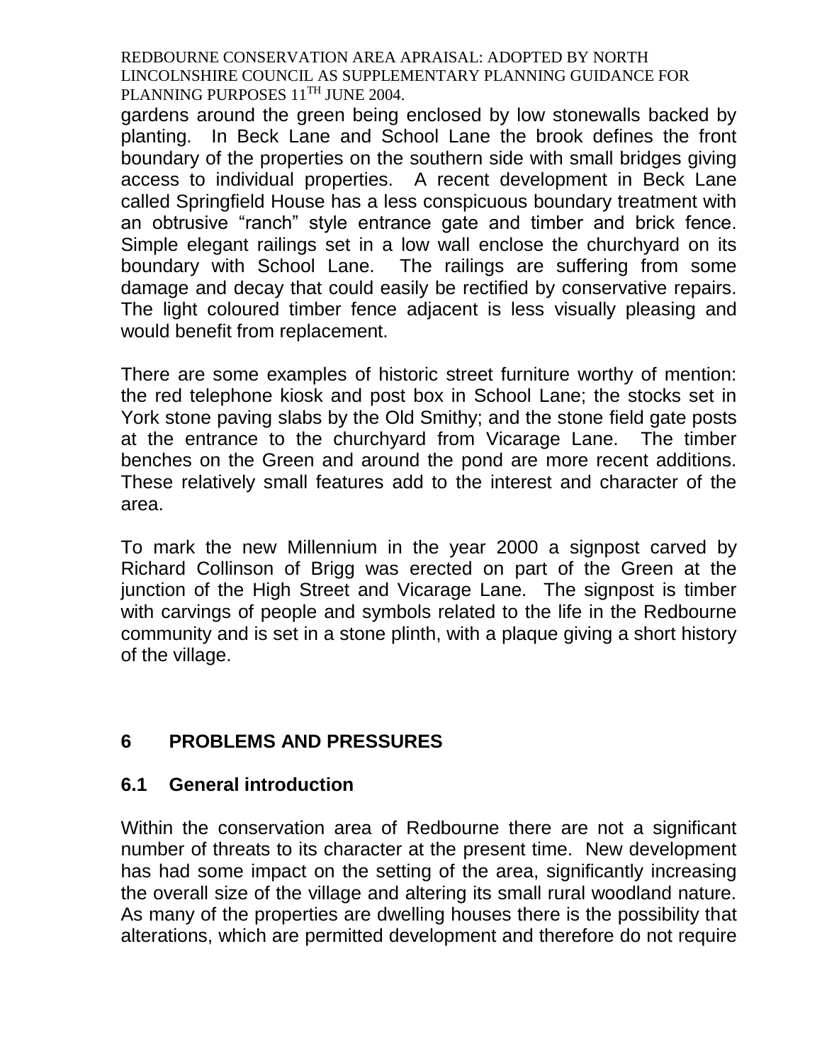gardens around the green being enclosed by low stonewalls backed by planting. In Beck Lane and School Lane the brook defines the front boundary of the properties on the southern side with small bridges giving access to individual properties. A recent development in Beck Lane called Springfield House has a less conspicuous boundary treatment with an obtrusive "ranch" style entrance gate and timber and brick fence. Simple elegant railings set in a low wall enclose the churchyard on its boundary with School Lane. The railings are suffering from some damage and decay that could easily be rectified by conservative repairs. The light coloured timber fence adjacent is less visually pleasing and would benefit from replacement.

There are some examples of historic street furniture worthy of mention: the red telephone kiosk and post box in School Lane; the stocks set in York stone paving slabs by the Old Smithy; and the stone field gate posts at the entrance to the churchyard from Vicarage Lane. The timber benches on the Green and around the pond are more recent additions. These relatively small features add to the interest and character of the area.

To mark the new Millennium in the year 2000 a signpost carved by Richard Collinson of Brigg was erected on part of the Green at the junction of the High Street and Vicarage Lane. The signpost is timber with carvings of people and symbols related to the life in the Redbourne community and is set in a stone plinth, with a plaque giving a short history of the village.

## 6 PROBLEMS AND PRESSURES

### 6.1 General introduction

Within the conservation area of Redbourne there are not a significant number of threats to its character at the present time. New development has had some impact on the setting of the area, significantly increasing the overall size of the village and altering its small rural woodland nature. As many of the properties are dwelling houses there is the possibility that alterations, which are permitted development and therefore do not require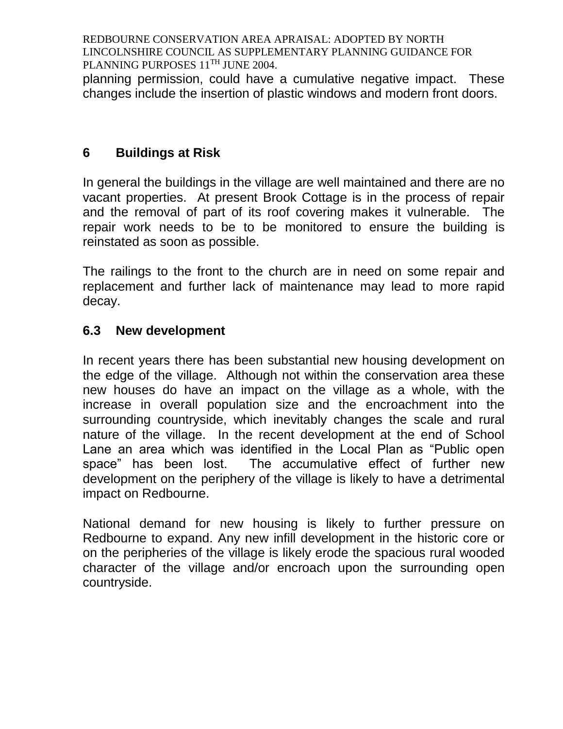planning permission, could have a cumulative negative impact. These changes include the insertion of plastic windows and modern front doors.

## 6 Buildings at Risk

In general the buildings in the village are well maintained and there are no vacant properties. At present Brook Cottage is in the process of repair and the removal of part of its roof covering makes it vulnerable. The repair work needs to be to be monitored to ensure the building is reinstated as soon as possible.

The railings to the front to the church are in need on some repair and replacement and further lack of maintenance may lead to more rapid decay.

### 6.3 New development

In recent years there has been substantial new housing development on the edge of the village. Although not within the conservation area these new houses do have an impact on the village as a whole, with the increase in overall population size and the encroachment into the surrounding countryside, which inevitably changes the scale and rural nature of the village. In the recent development at the end of School Lane an area which was identified in the Local Plan as “Public open space” has been lost. The accumulative effect of further new development on the periphery of the village is likely to have a detrimental impact on Redbourne.

National demand for new housing is likely to further pressure on Redbourne to expand. Any new infill development in the historic core or on the peripheries of the village is likely erode the spacious rural wooded character of the village and/or encroach upon the surrounding open countryside.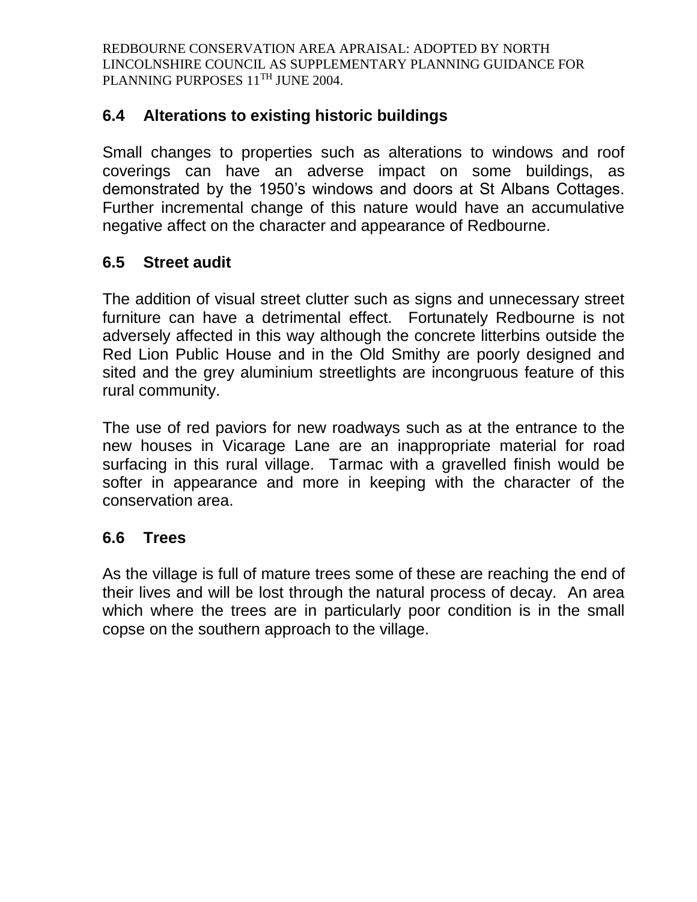## 6.4 Alterations to existing historic buildings

Small changes to properties such as alterations to windows and roof coverings can have an adverse impact on some buildings, as demonstrated by the 1950's windows and doors at St Albans Cottages. Further incremental change of this nature would have an accumulative negative affect on the character and appearance of Redbourne.

## 6.5 Street audit

The addition of visual street clutter such as signs and unnecessary street furniture can have a detrimental effect. Fortunately Redbourne is not adversely affected in this way although the concrete litterbins outside the Red Lion Public House and in the Old Smithy are poorly designed and sited and the grey aluminium streetlights are incongruous feature of this rural community.

The use of red paviors for new roadways such as at the entrance to the new houses in Vicarage Lane are an inappropriate material for road surfacing in this rural village. Tarmac with a gravelled finish would be softer in appearance and more in keeping with the character of the conservation area.

## 6.6 Trees

As the village is full of mature trees some of these are reaching the end of their lives and will be lost through the natural process of decay. An area which where the trees are in particularly poor condition is in the small copse on the southern approach to the village.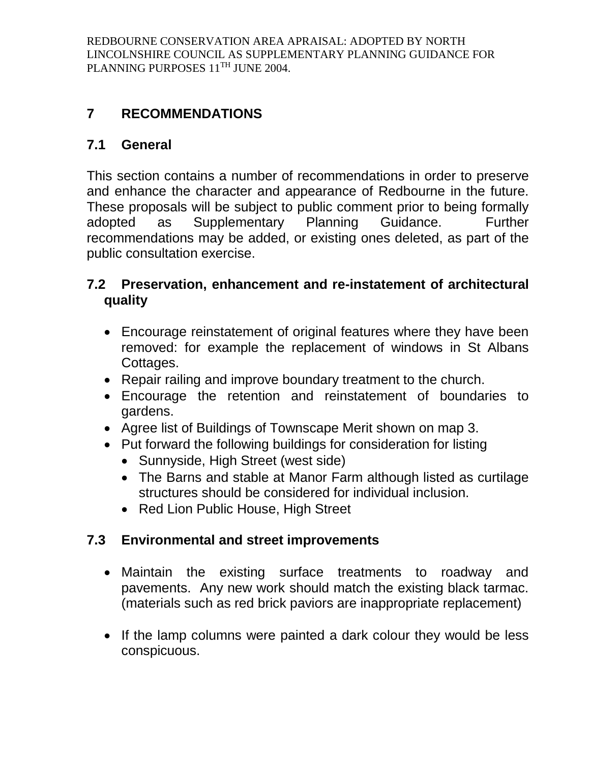## 7 RECOMMENDATIONS

### 7.1 General

This section contains a number of recommendations in order to preserve and enhance the character and appearance of Redbourne in the future. These proposals will be subject to public comment prior to being formally adopted as Supplementary Planning Guidance. Further recommendations may be added, or existing ones deleted, as part of the public consultation exercise.

### 7.2 Preservation, enhancement and re-instatement of architectural quality

- Encourage reinstatement of original features where they have been removed: for example the replacement of windows in St Albans Cottages.
- Repair railing and improve boundary treatment to the church.
- Encourage the retention and reinstatement of boundaries to gardens.
- Agree list of Buildings of Townscape Merit shown on map 3.
- Put forward the following buildings for consideration for listing
  - Sunnyside, High Street (west side)
  - The Barns and stable at Manor Farm although listed as curtilage structures should be considered for individual inclusion.
  - Red Lion Public House, High Street

### 7.3 Environmental and street improvements

- Maintain the existing surface treatments to roadway and pavements. Any new work should match the existing black tarmac. (materials such as red brick paviors are inappropriate replacement)

- If the lamp columns were painted a dark colour they would be less conspicuous.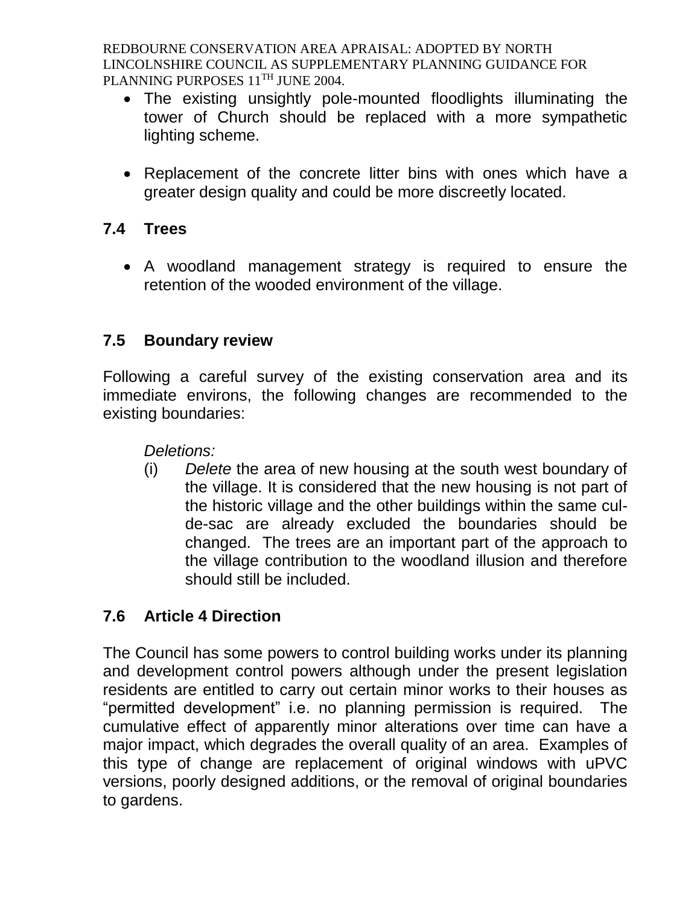- The existing unsightly pole-mounted floodlights illuminating the tower of Church should be replaced with a more sympathetic lighting scheme.

- Replacement of the concrete litter bins with ones which have a greater design quality and could be more discreetly located.

## 7.4 Trees

- A woodland management strategy is required to ensure the retention of the wooded environment of the village.

## 7.5 Boundary review

Following a careful survey of the existing conservation area and its immediate environs, the following changes are recommended to the existing boundaries:

*Deletions:*

(i) *Delete* the area of new housing at the south west boundary of the village. It is considered that the new housing is not part of the historic village and the other buildings within the same cul-de-sac are already excluded the boundaries should be changed. The trees are an important part of the approach to the village contribution to the woodland illusion and therefore should still be included.

## 7.6 Article 4 Direction

The Council has some powers to control building works under its planning and development control powers although under the present legislation residents are entitled to carry out certain minor works to their houses as "permitted development" i.e. no planning permission is required. The cumulative effect of apparently minor alterations over time can have a major impact, which degrades the overall quality of an area. Examples of this type of change are replacement of original windows with uPVC versions, poorly designed additions, or the removal of original boundaries to gardens.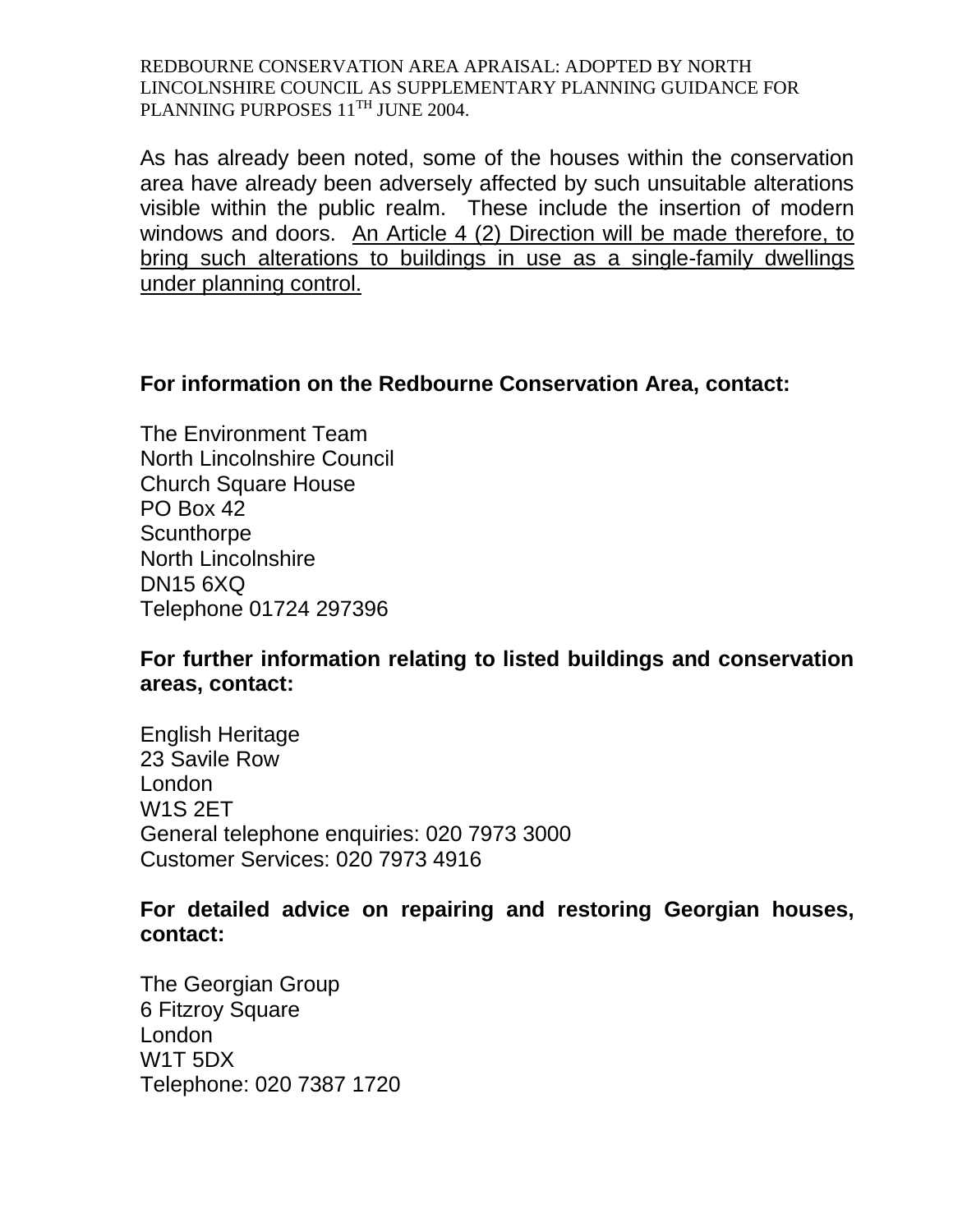As has already been noted, some of the houses within the conservation area have already been adversely affected by such unsuitable alterations visible within the public realm. These include the insertion of modern windows and doors. <u>An Article 4 (2) Direction will be made therefore, to bring such alterations to buildings in use as a single-family dwellings under planning control.</u>

**For information on the Redbourne Conservation Area, contact:**

The Environment Team
North Lincolnshire Council
Church Square House
PO Box 42
Scunthorpe
North Lincolnshire
DN15 6XQ
Telephone 01724 297396

**For further information relating to listed buildings and conservation areas, contact:**

English Heritage
23 Savile Row
London
W1S 2ET
General telephone enquiries: 020 7973 3000
Customer Services: 020 7973 4916

**For detailed advice on repairing and restoring Georgian houses, contact:**

The Georgian Group
6 Fitzroy Square
London
W1T 5DX
Telephone: 020 7387 1720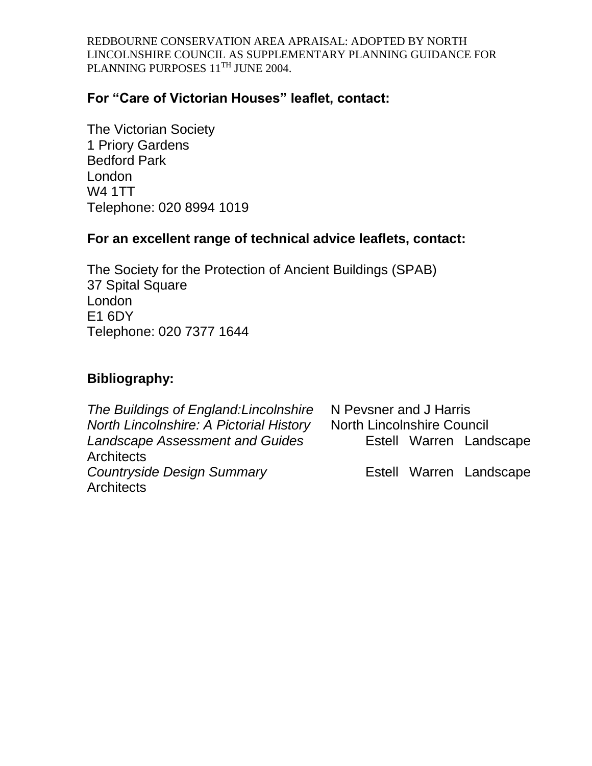**For "Care of Victorian Houses" leaflet, contact:**

The Victorian Society
1 Priory Gardens
Bedford Park
London
W4 1TT
Telephone: 020 8994 1019

**For an excellent range of technical advice leaflets, contact:**

The Society for the Protection of Ancient Buildings (SPAB)
37 Spital Square
London
E1 6DY
Telephone: 020 7377 1644

**Bibliography:**

| | |
|---|---|
| *The Buildings of England:Lincolnshire* | N Pevsner and J Harris |
| *North Lincolnshire: A Pictorial History* | North Lincolnshire Council |
| *Landscape Assessment and Guides* | Estell Warren Landscape Architects |
| *Countryside Design Summary* | Estell Warren Landscape Architects |